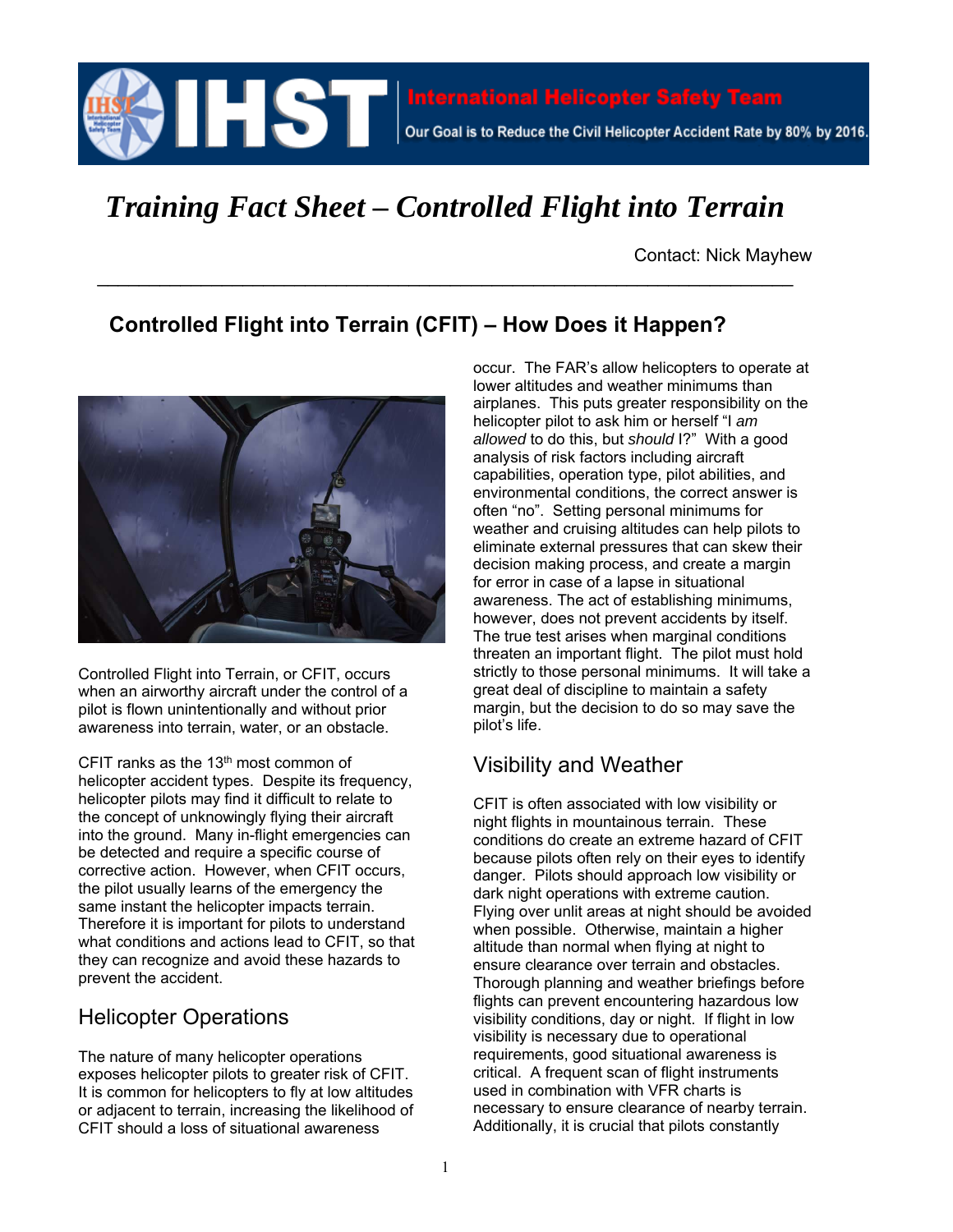# Training Fact Sheet – Controlled Flight into Terrain

Contact: Nick Mayhew

## Controlled Flight into Terrain (CFIT) – How Does it Happen?

Controlled Flight into Terrain, or CFIT, occurs when an airworthy aircraft under the control of a pilot is flown unintentionally and without prior awareness into terrain, water, or an obstacle.

CFIT ranks as the 13th most common of helicopter accident types. Despite its frequency, helicopter pilots may find it difficult to relate to the concept of unknowingly flying their aircraft into the ground. Many in-flight emergencies can be detected and require a specific course of corrective action. However, when CFIT occurs, the pilot usually learns of the emergency the same instant the helicopter impacts terrain. Therefore it is important for pilots to understand what conditions and actions lead to CFIT, so that they can recognize and avoid these hazards to prevent the accident.

### Helicopter Operations

The nature of many helicopter operations exposes helicopter pilots to greater risk of CFIT. It is common for helicopters to fly at low altitudes or adjacent to terrain, increasing the likelihood of CFIT should a loss of situational awareness occur. The FAR's allow helicopters to operate at lower altitudes and weather minimums than airplanes. This puts greater responsibility on the helicopter pilot to ask him or herself "I *am allowed* to do this, but *should* I?" With a good analysis of risk factors including aircraft capabilities, operation type, pilot abilities, and environmental conditions, the correct answer is often "no". Setting personal minimums for weather and cruising altitudes can help pilots to eliminate external pressures that can skew their decision making process, and create a margin for error in case of a lapse in situational awareness. The act of establishing minimums, however, does not prevent accidents by itself. The true test arises when marginal conditions threaten an important flight. The pilot must hold strictly to those personal minimums. It will take a great deal of discipline to maintain a safety margin, but the decision to do so may save the pilot's life.

### Visibility and Weather

CFIT is often associated with low visibility or night flights in mountainous terrain. These conditions do create an extreme hazard of CFIT because pilots often rely on their eyes to identify danger. Pilots should approach low visibility or dark night operations with extreme caution. Flying over unlit areas at night should be avoided when possible. Otherwise, maintain a higher altitude than normal when flying at night to ensure clearance over terrain and obstacles. Thorough planning and weather briefings before flights can prevent encountering hazardous low visibility conditions, day or night. If flight in low visibility is necessary due to operational requirements, good situational awareness is critical. A frequent scan of flight instruments used in combination with VFR charts is necessary to ensure clearance of nearby terrain. Additionally, it is crucial that pilots constantly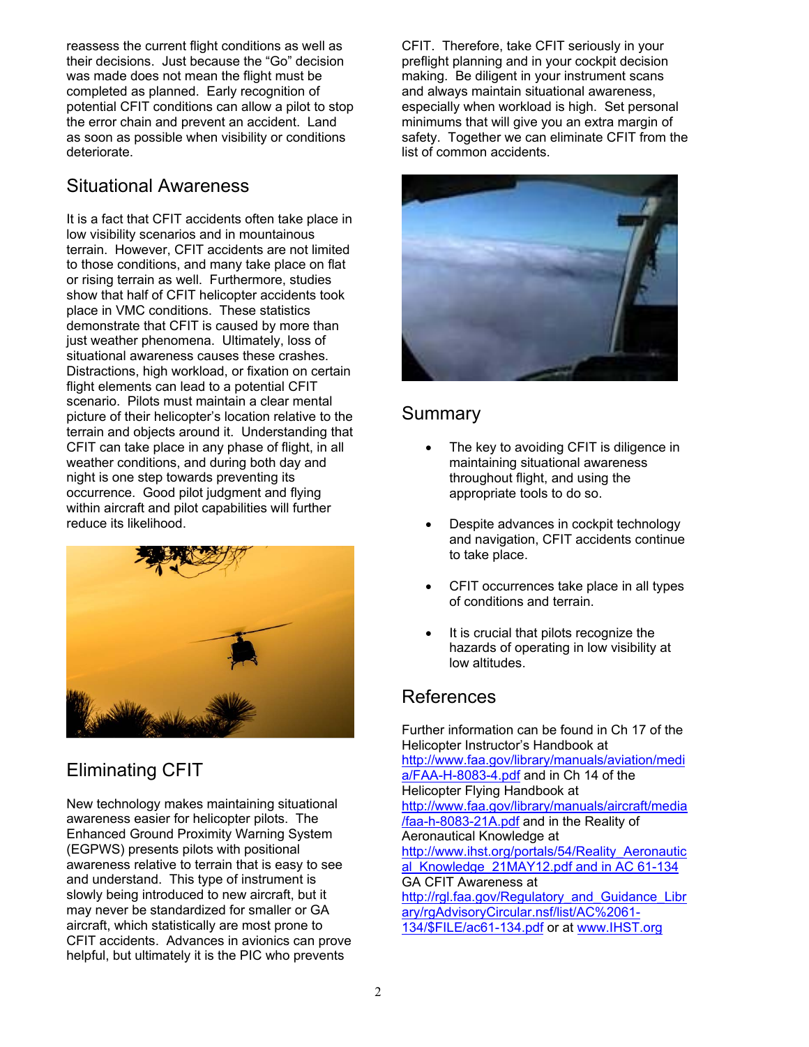reassess the current flight conditions as well as their decisions. Just because the "Go" decision was made does not mean the flight must be completed as planned. Early recognition of potential CFIT conditions can allow a pilot to stop the error chain and prevent an accident. Land as soon as possible when visibility or conditions deteriorate.

## Situational Awareness

It is a fact that CFIT accidents often take place in low visibility scenarios and in mountainous terrain. However, CFIT accidents are not limited to those conditions, and many take place on flat or rising terrain as well. Furthermore, studies show that half of CFIT helicopter accidents took place in VMC conditions. These statistics demonstrate that CFIT is caused by more than just weather phenomena. Ultimately, loss of situational awareness causes these crashes. Distractions, high workload, or fixation on certain flight elements can lead to a potential CFIT scenario. Pilots must maintain a clear mental picture of their helicopter's location relative to the terrain and objects around it. Understanding that CFIT can take place in any phase of flight, in all weather conditions, and during both day and night is one step towards preventing its occurrence. Good pilot judgment and flying within aircraft and pilot capabilities will further reduce its likelihood.

## Eliminating CFIT

New technology makes maintaining situational awareness easier for helicopter pilots. The Enhanced Ground Proximity Warning System (EGPWS) presents pilots with positional awareness relative to terrain that is easy to see and understand. This type of instrument is slowly being introduced to new aircraft, but it may never be standardized for smaller or GA aircraft, which statistically are most prone to CFIT accidents. Advances in avionics can prove helpful, but ultimately it is the PIC who prevents CFIT. Therefore, take CFIT seriously in your preflight planning and in your cockpit decision making. Be diligent in your instrument scans and always maintain situational awareness, especially when workload is high. Set personal minimums that will give you an extra margin of safety. Together we can eliminate CFIT from the list of common accidents.

## Summary

- The key to avoiding CFIT is diligence in maintaining situational awareness throughout flight, and using the appropriate tools to do so.
- Despite advances in cockpit technology and navigation, CFIT accidents continue to take place.
- CFIT occurrences take place in all types of conditions and terrain.
- It is crucial that pilots recognize the hazards of operating in low visibility at low altitudes.

## References

Further information can be found in Ch 17 of the Helicopter Instructor's Handbook at http://www.faa.gov/library/manuals/aviation/media/FAA-H-8083-4.pdf and in Ch 14 of the Helicopter Flying Handbook at http://www.faa.gov/library/manuals/aircraft/media/faa-h-8083-21A.pdf and in the Reality of Aeronautical Knowledge at http://www.ihst.org/portals/54/Reality_Aeronautical_Knowledge_21MAY12.pdf and in AC 61-134 GA CFIT Awareness at http://rgl.faa.gov/Regulatory_and_Guidance_Library/rgAdvisoryCircular.nsf/list/AC%2061-134/$FILE/ac61-134.pdf or at www.IHST.org